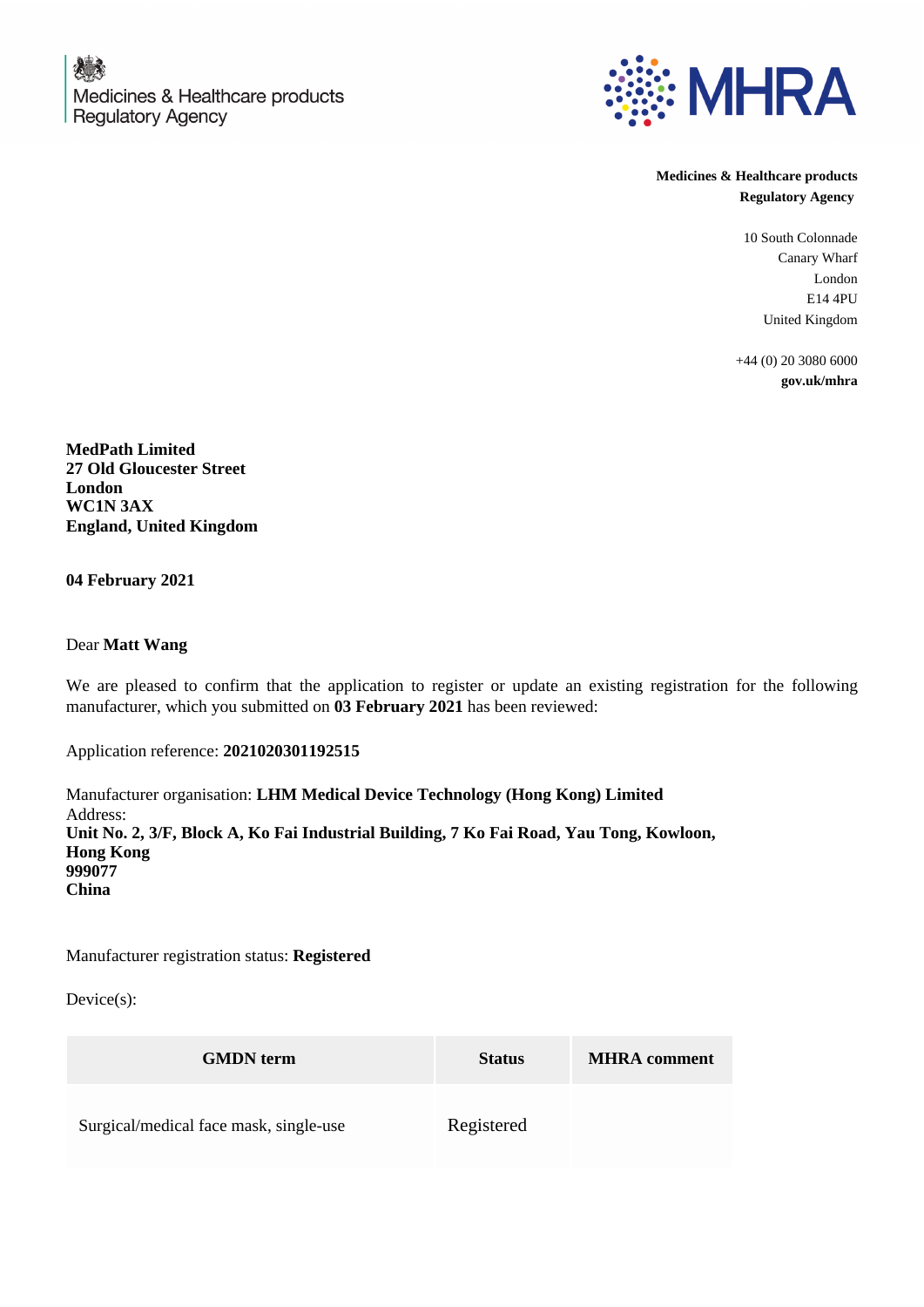Medicines & Healthcare products Regulatory Agency

**MHRA**

**Medicines & Healthcare products Regulatory Agency**

10 South Colonnade
Canary Wharf
London
E14 4PU
United Kingdom

+44 (0) 20 3080 6000
**gov.uk/mhra**

**MedPath Limited**
**27 Old Gloucester Street**
**London**
**WC1N 3AX**
**England, United Kingdom**

**04 February 2021**

Dear **Matt Wang**

We are pleased to confirm that the application to register or update an existing registration for the following manufacturer, which you submitted on **03 February 2021** has been reviewed:

Application reference: **2021020301192515**

Manufacturer organisation: **LHM Medical Device Technology (Hong Kong) Limited**
Address:
**Unit No. 2, 3/F, Block A, Ko Fai Industrial Building, 7 Ko Fai Road, Yau Tong, Kowloon, Hong Kong**
**999077**
**China**

Manufacturer registration status: **Registered**

Device(s):

| GMDN term | Status | MHRA comment |
| --- | --- | --- |
| Surgical/medical face mask, single-use | Registered | |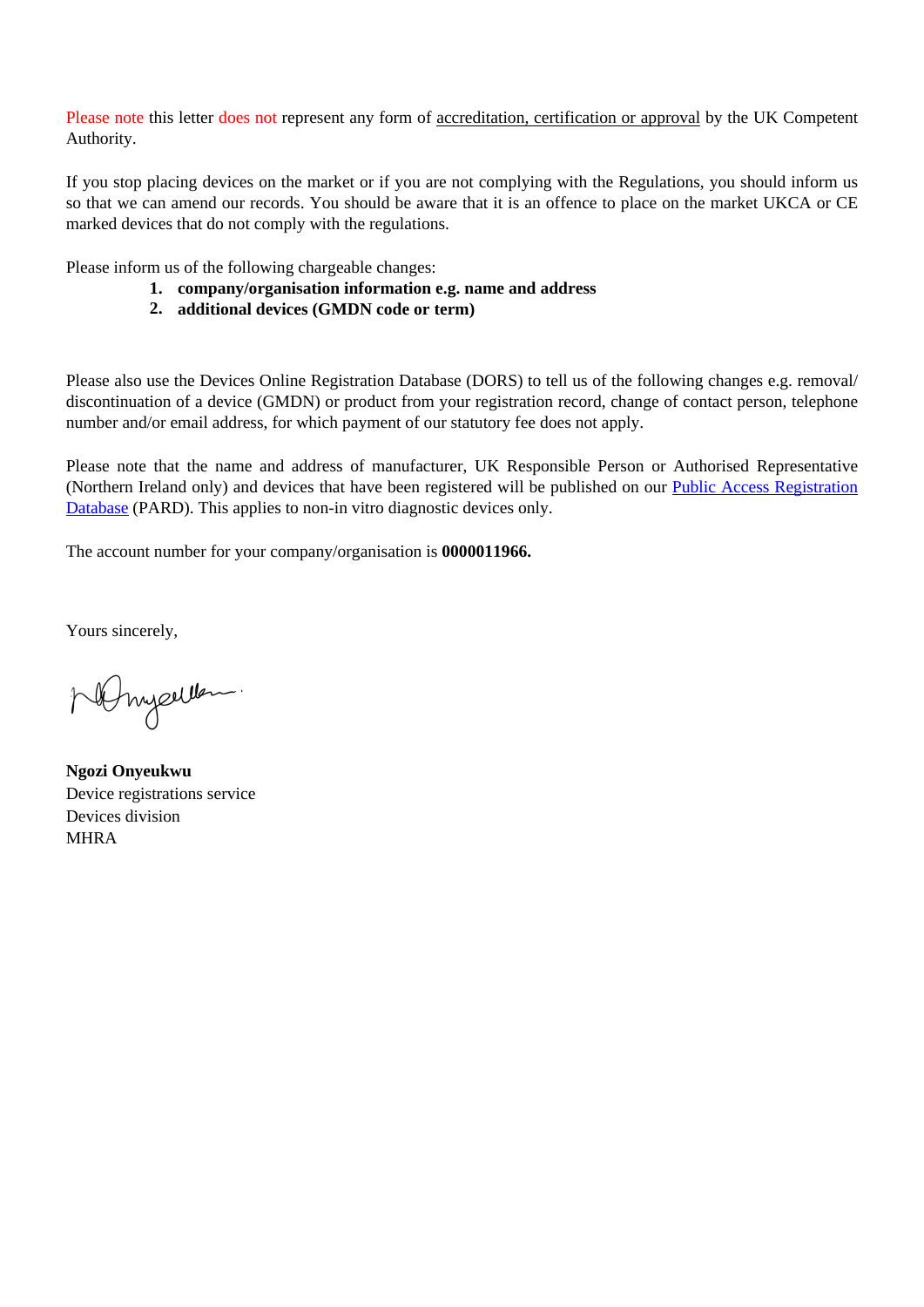Please note this letter does not represent any form of accreditation, certification or approval by the UK Competent Authority.

If you stop placing devices on the market or if you are not complying with the Regulations, you should inform us so that we can amend our records. You should be aware that it is an offence to place on the market UKCA or CE marked devices that do not comply with the regulations.

Please inform us of the following chargeable changes:

1. **company/organisation information e.g. name and address**
2. **additional devices (GMDN code or term)**

Please also use the Devices Online Registration Database (DORS) to tell us of the following changes e.g. removal/ discontinuation of a device (GMDN) or product from your registration record, change of contact person, telephone number and/or email address, for which payment of our statutory fee does not apply.

Please note that the name and address of manufacturer, UK Responsible Person or Authorised Representative (Northern Ireland only) and devices that have been registered will be published on our Public Access Registration Database (PARD). This applies to non-in vitro diagnostic devices only.

The account number for your company/organisation is **0000011966.**

Yours sincerely,

**Ngozi Onyeukwu**
Device registrations service
Devices division
MHRA